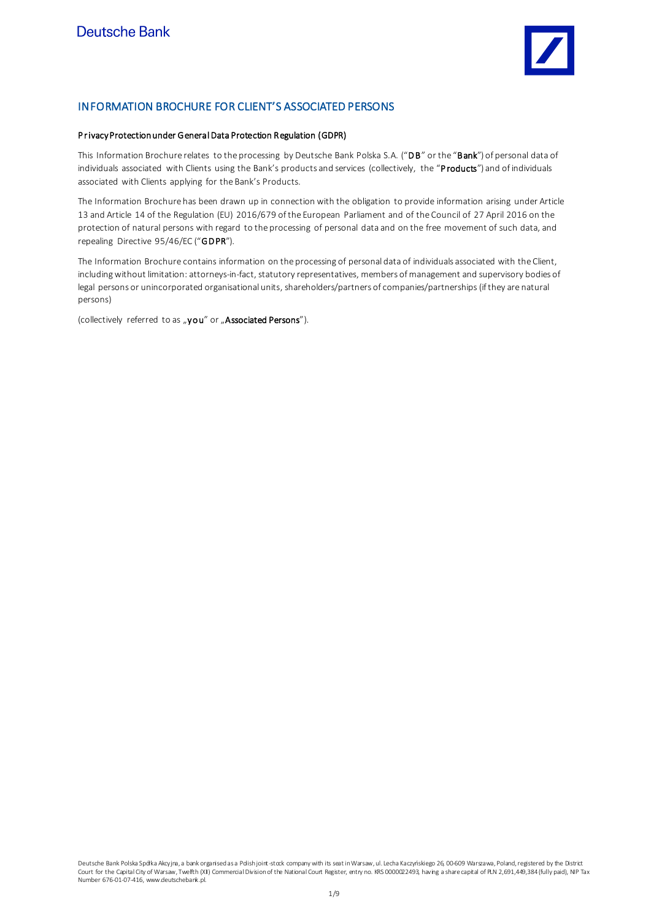# INFORMATION BROCHURE FOR CLIENT'S ASSOCIATED PERSONS

### Privacy Protection under General Data Protection Regulation (GDPR)

This Information Brochure relates to the processing by Deutsche Bank Polska S.A. ("**DB**" or the "**Bank**") of personal data of individuals associated with Clients using the Bank's products and services (collectively, the "**Products**") and of individuals associated with Clients applying for the Bank's Products.

The Information Brochure has been drawn up in connection with the obligation to provide information arising under Article 13 and Article 14 of the Regulation (EU) 2016/679 of the European Parliament and of the Council of 27 April 2016 on the protection of natural persons with regard to the processing of personal data and on the free movement of such data, and repealing Directive 95/46/EC ("**GDPR**").

The Information Brochure contains information on the processing of personal data of individuals associated with the Client, including without limitation: attorneys-in-fact, statutory representatives, members of management and supervisory bodies of legal persons or unincorporated organisational units, shareholders/partners of companies/partnerships (if they are natural persons)

(collectively referred to as „**you**" or „**Associated Persons**").

Deutsche Bank Polska Spółka Akcyjna, a bank organised as a Polish joint-stock company with its seat in Warsaw, ul. Lecha Kaczyńskiego 26, 00-609 Warszawa, Poland, registered by the District Court for the Capital City of Warsaw, Twelfth (XII) Commercial Division of the National Court Register, entry no. KRS 0000022493, having a share capital of PLN 2,691,449,384 (fully paid), NIP Tax Number 676-01-07-416, www.deutschebank.pl.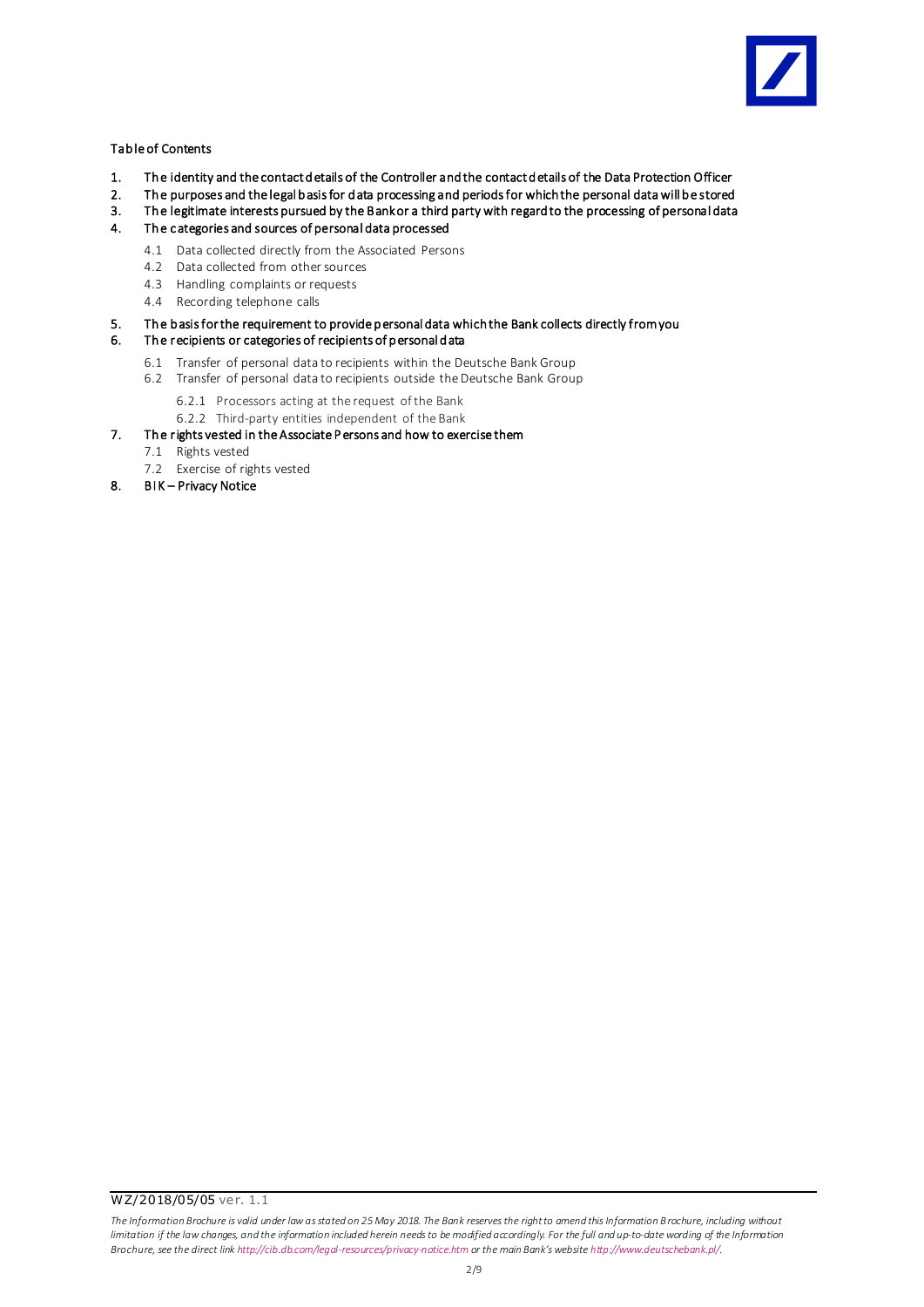Table of Contents

1. The identity and the contact details of the Controller and the contact details of the Data Protection Officer
2. The purposes and the legal basis for data processing and periods for which the personal data will be stored
3. The legitimate interests pursued by the Bank or a third party with regard to the processing of personal data
4. The categories and sources of personal data processed
   - 4.1 Data collected directly from the Associated Persons
   - 4.2 Data collected from other sources
   - 4.3 Handling complaints or requests
   - 4.4 Recording telephone calls
5. The basis for the requirement to provide personal data which the Bank collects directly from you
6. The recipients or categories of recipients of personal data
   - 6.1 Transfer of personal data to recipients within the Deutsche Bank Group
   - 6.2 Transfer of personal data to recipients outside the Deutsche Bank Group
     - 6.2.1 Processors acting at the request of the Bank
     - 6.2.2 Third-party entities independent of the Bank
7. The rights vested in the Associate Persons and how to exercise them
   - 7.1 Rights vested
   - 7.2 Exercise of rights vested
8. BIK – Privacy Notice

WZ/2018/05/05 ver. 1.1

*The Information Brochure is valid under law as stated on 25 May 2018. The Bank reserves the right to amend this Information Brochure, including without limitation if the law changes, and the information included herein needs to be modified accordingly. For the full and up-to-date wording of the Information Brochure, see the direct link http://cib.db.com/legal-resources/privacy-notice.htm or the main Bank's website http://www.deutschebank.pl/.*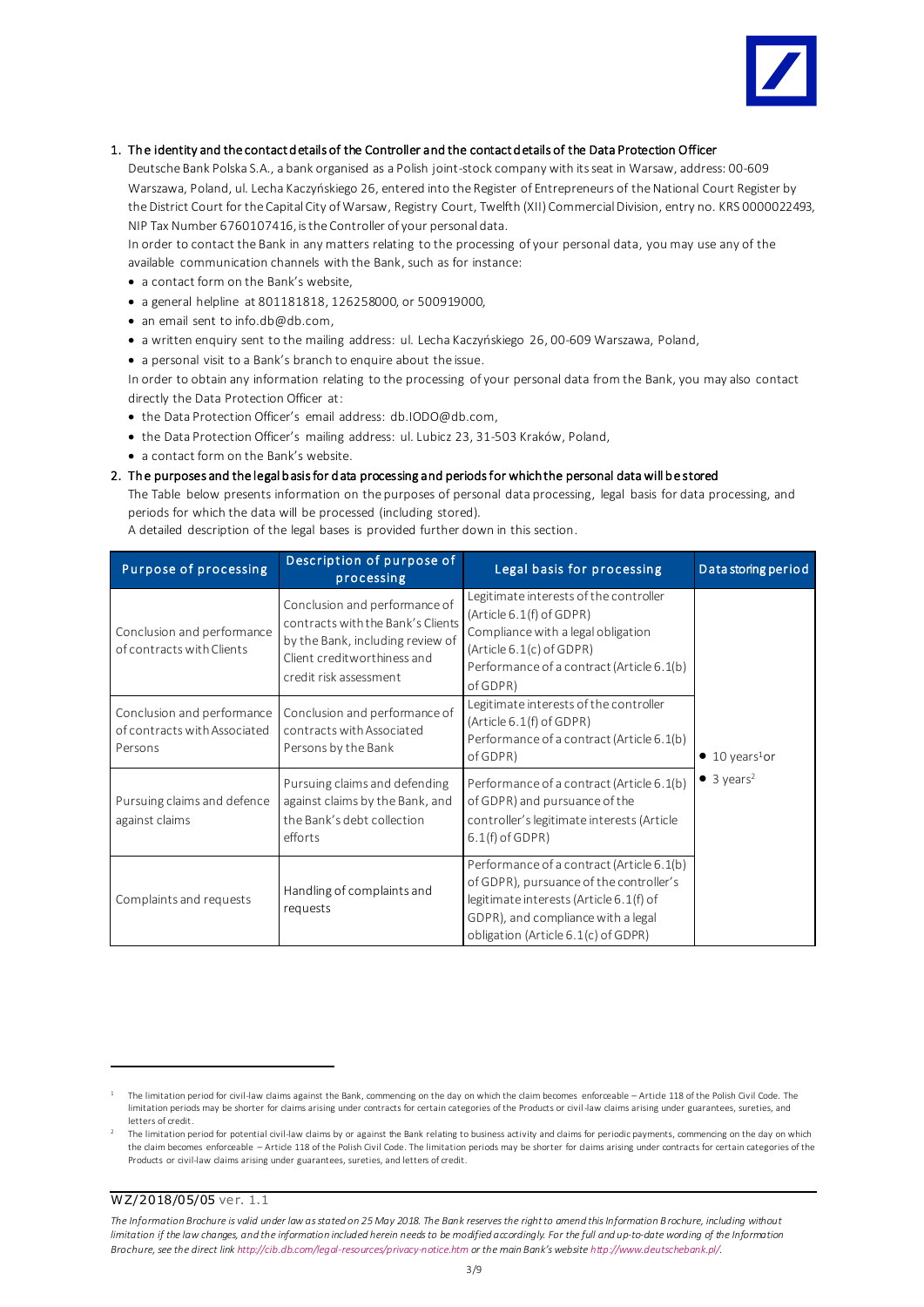1. **The identity and the contact details of the Controller and the contact details of the Data Protection Officer**

   Deutsche Bank Polska S.A., a bank organised as a Polish joint-stock company with its seat in Warsaw, address: 00-609 Warszawa, Poland, ul. Lecha Kaczyńskiego 26, entered into the Register of Entrepreneurs of the National Court Register by the District Court for the Capital City of Warsaw, Registry Court, Twelfth (XII) Commercial Division, entry no. KRS 0000022493, NIP Tax Number 6760107416, is the Controller of your personal data.

   In order to contact the Bank in any matters relating to the processing of your personal data, you may use any of the available communication channels with the Bank, such as for instance:

   - a contact form on the Bank's website,
   - a general helpline at 801181818, 126258000, or 500919000,
   - an email sent to info.db@db.com,
   - a written enquiry sent to the mailing address: ul. Lecha Kaczyńskiego 26, 00-609 Warszawa, Poland,
   - a personal visit to a Bank's branch to enquire about the issue.

   In order to obtain any information relating to the processing of your personal data from the Bank, you may also contact directly the Data Protection Officer at:

   - the Data Protection Officer's email address: db.IODO@db.com,
   - the Data Protection Officer's mailing address: ul. Lubicz 23, 31-503 Kraków, Poland,
   - a contact form on the Bank's website.

2. **The purposes and the legal basis for data processing and periods for which the personal data will be stored**

   The Table below presents information on the purposes of personal data processing, legal basis for data processing, and periods for which the data will be processed (including stored).

   A detailed description of the legal bases is provided further down in this section.

| Purpose of processing | Description of purpose of processing | Legal basis for processing | Data storing period |
|---|---|---|---|
| Conclusion and performance of contracts with Clients | Conclusion and performance of contracts with the Bank's Clients by the Bank, including review of Client creditworthiness and credit risk assessment | Legitimate interests of the controller (Article 6.1(f) of GDPR) Compliance with a legal obligation (Article 6.1(c) of GDPR) Performance of a contract (Article 6.1(b) of GDPR) | • 10 years[1] or • 3 years[2] |
| Conclusion and performance of contracts with Associated Persons | Conclusion and performance of contracts with Associated Persons by the Bank | Legitimate interests of the controller (Article 6.1(f) of GDPR) Performance of a contract (Article 6.1(b) of GDPR) | |
| Pursuing claims and defence against claims | Pursuing claims and defending against claims by the Bank, and the Bank's debt collection efforts | Performance of a contract (Article 6.1(b) of GDPR) and pursuance of the controller's legitimate interests (Article 6.1(f) of GDPR) | |
| Complaints and requests | Handling of complaints and requests | Performance of a contract (Article 6.1(b) of GDPR), pursuance of the controller's legitimate interests (Article 6.1(f) of GDPR), and compliance with a legal obligation (Article 6.1(c) of GDPR) | |

[1] The limitation period for civil-law claims against the Bank, commencing on the day on which the claim becomes enforceable – Article 118 of the Polish Civil Code. The limitation periods may be shorter for claims arising under contracts for certain categories of the Products or civil-law claims arising under guarantees, sureties, and letters of credit.

[2] The limitation period for potential civil-law claims by or against the Bank relating to business activity and claims for periodic payments, commencing on the day on which the claim becomes enforceable – Article 118 of the Polish Civil Code. The limitation periods may be shorter for claims arising under contracts for certain categories of the Products or civil-law claims arising under guarantees, sureties, and letters of credit.

WZ/2018/05/05 ver. 1.1

*The Information Brochure is valid under law as stated on 25 May 2018. The Bank reserves the right to amend this Information Brochure, including without limitation if the law changes, and the information included herein needs to be modified accordingly. For the full and up-to-date wording of the Information Brochure, see the direct link http://cib.db.com/legal-resources/privacy-notice.htm or the main Bank's website http://www.deutschebank.pl/.*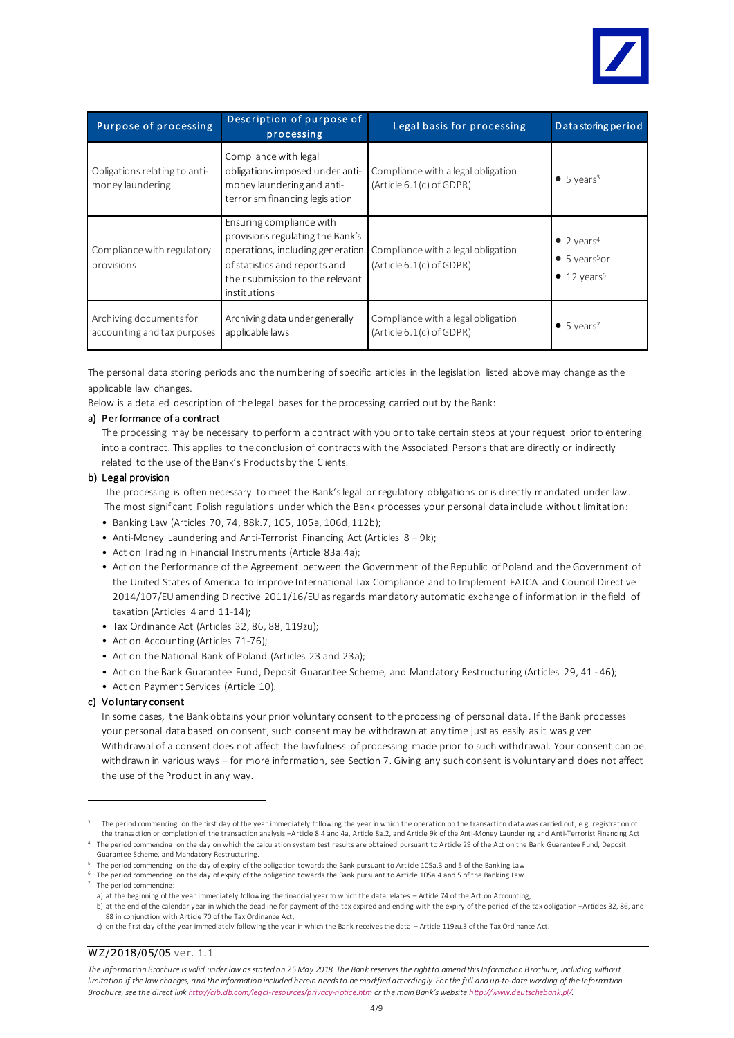| Purpose of processing | Description of purpose of processing | Legal basis for processing | Data storing period |
|---|---|---|---|
| Obligations relating to anti-money laundering | Compliance with legal obligations imposed under anti-money laundering and anti-terrorism financing legislation | Compliance with a legal obligation (Article 6.1(c) of GDPR) | • 5 years[3] |
| Compliance with regulatory provisions | Ensuring compliance with provisions regulating the Bank's operations, including generation of statistics and reports and their submission to the relevant institutions | Compliance with a legal obligation (Article 6.1(c) of GDPR) | • 2 years[4] • 5 years[5] or • 12 years[6] |
| Archiving documents for accounting and tax purposes | Archiving data under generally applicable laws | Compliance with a legal obligation (Article 6.1(c) of GDPR) | • 5 years[7] |

The personal data storing periods and the numbering of specific articles in the legislation listed above may change as the applicable law changes.

Below is a detailed description of the legal bases for the processing carried out by the Bank:

**a) Performance of a contract**

The processing may be necessary to perform a contract with you or to take certain steps at your request prior to entering into a contract. This applies to the conclusion of contracts with the Associated Persons that are directly or indirectly related to the use of the Bank's Products by the Clients.

**b) Legal provision**

The processing is often necessary to meet the Bank's legal or regulatory obligations or is directly mandated under law. The most significant Polish regulations under which the Bank processes your personal data include without limitation:

- Banking Law (Articles 70, 74, 88k.7, 105, 105a, 106d, 112b);
- Anti-Money Laundering and Anti-Terrorist Financing Act (Articles 8 – 9k);
- Act on Trading in Financial Instruments (Article 83a.4a);
- Act on the Performance of the Agreement between the Government of the Republic of Poland and the Government of the United States of America to Improve International Tax Compliance and to Implement FATCA and Council Directive 2014/107/EU amending Directive 2011/16/EU as regards mandatory automatic exchange of information in the field of taxation (Articles 4 and 11-14);
- Tax Ordinance Act (Articles 32, 86, 88, 119zu);
- Act on Accounting (Articles 71-76);
- Act on the National Bank of Poland (Articles 23 and 23a);
- Act on the Bank Guarantee Fund, Deposit Guarantee Scheme, and Mandatory Restructuring (Articles 29, 41 - 46);
- Act on Payment Services (Article 10).

**c) Voluntary consent**

In some cases, the Bank obtains your prior voluntary consent to the processing of personal data. If the Bank processes your personal data based on consent, such consent may be withdrawn at any time just as easily as it was given. Withdrawal of a consent does not affect the lawfulness of processing made prior to such withdrawal. Your consent can be withdrawn in various ways – for more information, see Section 7. Giving any such consent is voluntary and does not affect the use of the Product in any way.

---

[3] The period commencing on the first day of the year immediately following the year in which the operation on the transaction data was carried out, e.g. registration of the transaction or completion of the transaction analysis –Article 8.4 and 4a, Article 8a.2, and Article 9k of the Anti-Money Laundering and Anti-Terrorist Financing Act.

[4] The period commencing on the day on which the calculation system test results are obtained pursuant to Article 29 of the Act on the Bank Guarantee Fund, Deposit Guarantee Scheme, and Mandatory Restructuring.

[5] The period commencing on the day of expiry of the obligation towards the Bank pursuant to Article 105a.3 and 5 of the Banking Law.

[6] The period commencing on the day of expiry of the obligation towards the Bank pursuant to Article 105a.4 and 5 of the Banking Law.

[7] The period commencing:

a) at the beginning of the year immediately following the financial year to which the data relates – Article 74 of the Act on Accounting;

b) at the end of the calendar year in which the deadline for payment of the tax expired and ending with the expiry of the period of the tax obligation –Articles 32, 86, and 88 in conjunction with Article 70 of the Tax Ordinance Act;

c) on the first day of the year immediately following the year in which the Bank receives the data – Article 119zu.3 of the Tax Ordinance Act.

WZ/2018/05/05 ver. 1.1

*The Information Brochure is valid under law as stated on 25 May 2018. The Bank reserves the right to amend this Information Brochure, including without limitation if the law changes, and the information included herein needs to be modified accordingly. For the full and up-to-date wording of the Information Brochure, see the direct link http://cib.db.com/legal-resources/privacy-notice.htm or the main Bank's website http://www.deutschebank.pl/.*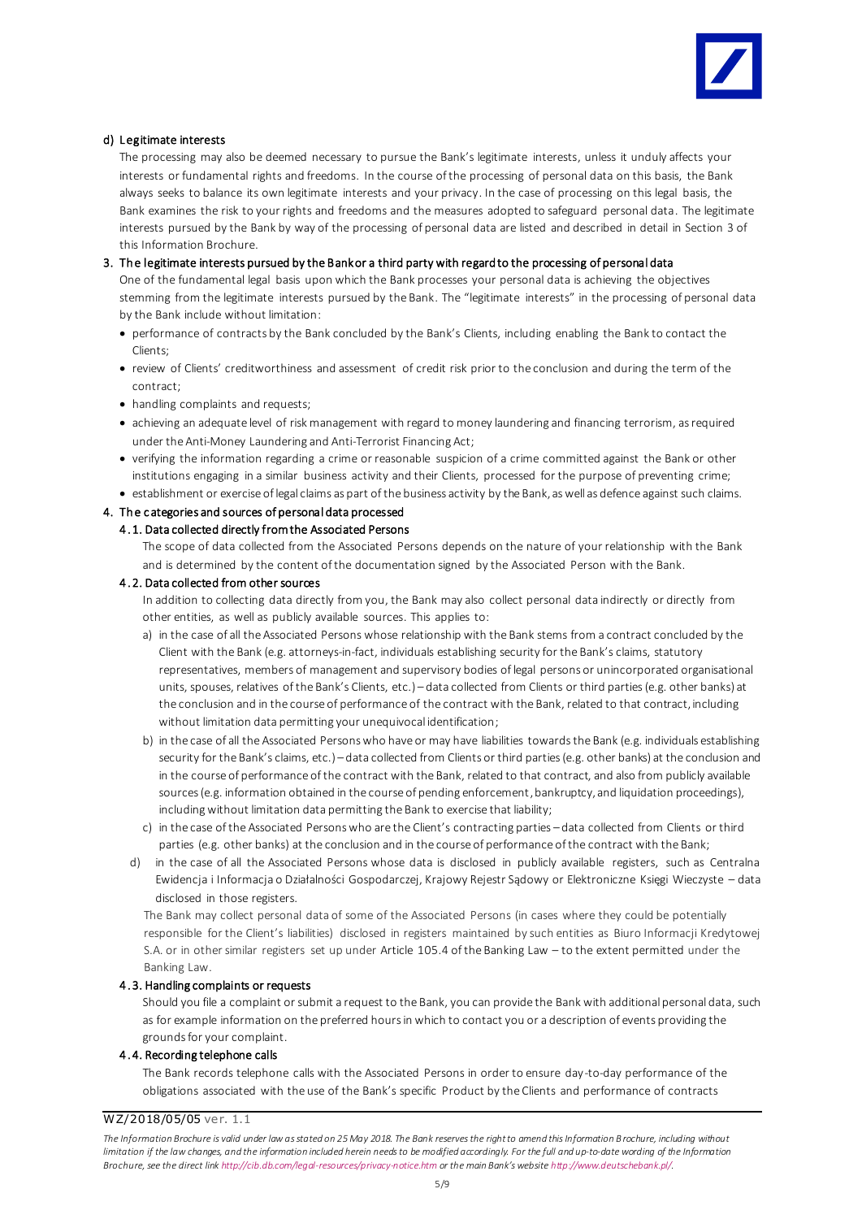#### d) Legitimate interests

The processing may also be deemed necessary to pursue the Bank's legitimate interests, unless it unduly affects your interests or fundamental rights and freedoms. In the course of the processing of personal data on this basis, the Bank always seeks to balance its own legitimate interests and your privacy. In the case of processing on this legal basis, the Bank examines the risk to your rights and freedoms and the measures adopted to safeguard personal data. The legitimate interests pursued by the Bank by way of the processing of personal data are listed and described in detail in Section 3 of this Information Brochure.

### 3. The legitimate interests pursued by the Bank or a third party with regard to the processing of personal data

One of the fundamental legal basis upon which the Bank processes your personal data is achieving the objectives stemming from the legitimate interests pursued by the Bank. The "legitimate interests" in the processing of personal data by the Bank include without limitation:

- performance of contracts by the Bank concluded by the Bank's Clients, including enabling the Bank to contact the Clients;
- review of Clients' creditworthiness and assessment of credit risk prior to the conclusion and during the term of the contract;
- handling complaints and requests;
- achieving an adequate level of risk management with regard to money laundering and financing terrorism, as required under the Anti-Money Laundering and Anti-Terrorist Financing Act;
- verifying the information regarding a crime or reasonable suspicion of a crime committed against the Bank or other institutions engaging in a similar business activity and their Clients, processed for the purpose of preventing crime;
- establishment or exercise of legal claims as part of the business activity by the Bank, as well as defence against such claims.

### 4. The categories and sources of personal data processed

#### 4.1. Data collected directly from the Associated Persons

The scope of data collected from the Associated Persons depends on the nature of your relationship with the Bank and is determined by the content of the documentation signed by the Associated Person with the Bank.

#### 4.2. Data collected from other sources

In addition to collecting data directly from you, the Bank may also collect personal data indirectly or directly from other entities, as well as publicly available sources. This applies to:

a) in the case of all the Associated Persons whose relationship with the Bank stems from a contract concluded by the Client with the Bank (e.g. attorneys-in-fact, individuals establishing security for the Bank's claims, statutory representatives, members of management and supervisory bodies of legal persons or unincorporated organisational units, spouses, relatives of the Bank's Clients, etc.) – data collected from Clients or third parties (e.g. other banks) at the conclusion and in the course of performance of the contract with the Bank, related to that contract, including without limitation data permitting your unequivocal identification;

b) in the case of all the Associated Persons who have or may have liabilities towards the Bank (e.g. individuals establishing security for the Bank's claims, etc.) – data collected from Clients or third parties (e.g. other banks) at the conclusion and in the course of performance of the contract with the Bank, related to that contract, and also from publicly available sources (e.g. information obtained in the course of pending enforcement, bankruptcy, and liquidation proceedings), including without limitation data permitting the Bank to exercise that liability;

c) in the case of the Associated Persons who are the Client's contracting parties – data collected from Clients or third parties (e.g. other banks) at the conclusion and in the course of performance of the contract with the Bank;

d) in the case of all the Associated Persons whose data is disclosed in publicly available registers, such as Centralna Ewidencja i Informacja o Działalności Gospodarczej, Krajowy Rejestr Sądowy or Elektroniczne Księgi Wieczyste – data disclosed in those registers.

The Bank may collect personal data of some of the Associated Persons (in cases where they could be potentially responsible for the Client's liabilities) disclosed in registers maintained by such entities as Biuro Informacji Kredytowej S.A. or in other similar registers set up under Article 105.4 of the Banking Law – to the extent permitted under the Banking Law.

#### 4.3. Handling complaints or requests

Should you file a complaint or submit a request to the Bank, you can provide the Bank with additional personal data, such as for example information on the preferred hours in which to contact you or a description of events providing the grounds for your complaint.

#### 4.4. Recording telephone calls

The Bank records telephone calls with the Associated Persons in order to ensure day-to-day performance of the obligations associated with the use of the Bank's specific Product by the Clients and performance of contracts

WZ/2018/05/05 ver. 1.1

*The Information Brochure is valid under law as stated on 25 May 2018. The Bank reserves the right to amend this Information Brochure, including without limitation if the law changes, and the information included herein needs to be modified accordingly. For the full and up-to-date wording of the Information Brochure, see the direct link http://cib.db.com/legal-resources/privacy-notice.htm or the main Bank's website http://www.deutschebank.pl/.*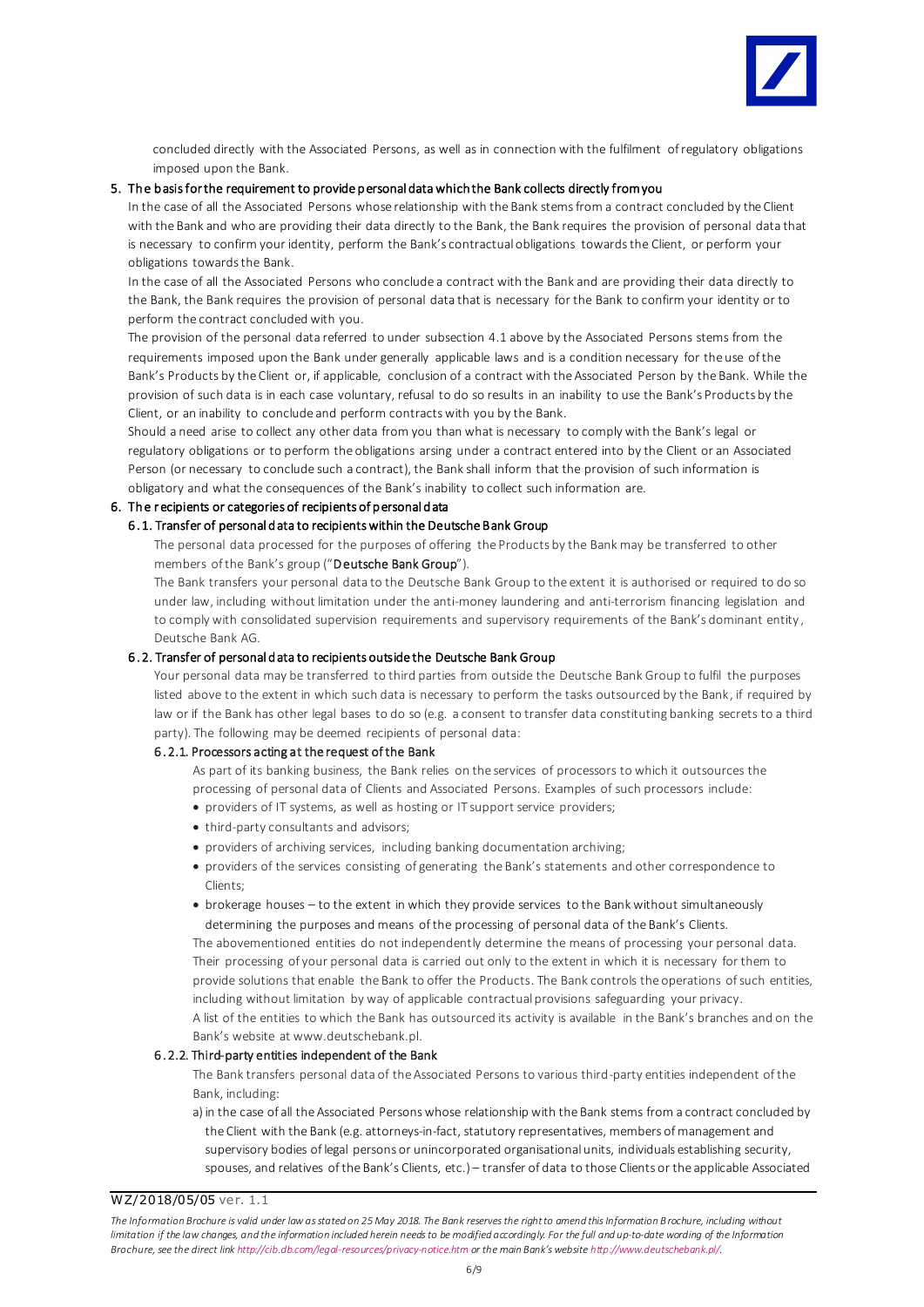concluded directly with the Associated Persons, as well as in connection with the fulfilment of regulatory obligations imposed upon the Bank.

## 5. The basis for the requirement to provide personal data which the Bank collects directly from you

In the case of all the Associated Persons whose relationship with the Bank stems from a contract concluded by the Client with the Bank and who are providing their data directly to the Bank, the Bank requires the provision of personal data that is necessary to confirm your identity, perform the Bank's contractual obligations towards the Client, or perform your obligations towards the Bank.

In the case of all the Associated Persons who conclude a contract with the Bank and are providing their data directly to the Bank, the Bank requires the provision of personal data that is necessary for the Bank to confirm your identity or to perform the contract concluded with you.

The provision of the personal data referred to under subsection 4.1 above by the Associated Persons stems from the requirements imposed upon the Bank under generally applicable laws and is a condition necessary for the use of the Bank's Products by the Client or, if applicable, conclusion of a contract with the Associated Person by the Bank. While the provision of such data is in each case voluntary, refusal to do so results in an inability to use the Bank's Products by the Client, or an inability to conclude and perform contracts with you by the Bank.

Should a need arise to collect any other data from you than what is necessary to comply with the Bank's legal or regulatory obligations or to perform the obligations arsing under a contract entered into by the Client or an Associated Person (or necessary to conclude such a contract), the Bank shall inform that the provision of such information is obligatory and what the consequences of the Bank's inability to collect such information are.

## 6. The recipients or categories of recipients of personal data

### 6.1. Transfer of personal data to recipients within the Deutsche Bank Group

The personal data processed for the purposes of offering the Products by the Bank may be transferred to other members of the Bank's group ("**Deutsche Bank Group**").

The Bank transfers your personal data to the Deutsche Bank Group to the extent it is authorised or required to do so under law, including without limitation under the anti-money laundering and anti-terrorism financing legislation and to comply with consolidated supervision requirements and supervisory requirements of the Bank's dominant entity, Deutsche Bank AG.

### 6.2. Transfer of personal data to recipients outside the Deutsche Bank Group

Your personal data may be transferred to third parties from outside the Deutsche Bank Group to fulfil the purposes listed above to the extent in which such data is necessary to perform the tasks outsourced by the Bank, if required by law or if the Bank has other legal bases to do so (e.g. a consent to transfer data constituting banking secrets to a third party). The following may be deemed recipients of personal data:

#### 6.2.1. Processors acting at the request of the Bank

As part of its banking business, the Bank relies on the services of processors to which it outsources the processing of personal data of Clients and Associated Persons. Examples of such processors include:

- providers of IT systems, as well as hosting or IT support service providers;
- third-party consultants and advisors;
- providers of archiving services, including banking documentation archiving;
- providers of the services consisting of generating the Bank's statements and other correspondence to Clients;
- brokerage houses – to the extent in which they provide services to the Bank without simultaneously determining the purposes and means of the processing of personal data of the Bank's Clients.

The abovementioned entities do not independently determine the means of processing your personal data. Their processing of your personal data is carried out only to the extent in which it is necessary for them to provide solutions that enable the Bank to offer the Products. The Bank controls the operations of such entities, including without limitation by way of applicable contractual provisions safeguarding your privacy.

A list of the entities to which the Bank has outsourced its activity is available in the Bank's branches and on the Bank's website at www.deutschebank.pl.

#### 6.2.2. Third-party entities independent of the Bank

The Bank transfers personal data of the Associated Persons to various third-party entities independent of the Bank, including:

a) in the case of all the Associated Persons whose relationship with the Bank stems from a contract concluded by the Client with the Bank (e.g. attorneys-in-fact, statutory representatives, members of management and supervisory bodies of legal persons or unincorporated organisational units, individuals establishing security, spouses, and relatives of the Bank's Clients, etc.) – transfer of data to those Clients or the applicable Associated

WZ/2018/05/05 ver. 1.1

*The Information Brochure is valid under law as stated on 25 May 2018. The Bank reserves the right to amend this Information Brochure, including without limitation if the law changes, and the information included herein needs to be modified accordingly. For the full and up-to-date wording of the Information Brochure, see the direct link http://cib.db.com/legal-resources/privacy-notice.htm or the main Bank's website http://www.deutschebank.pl/.*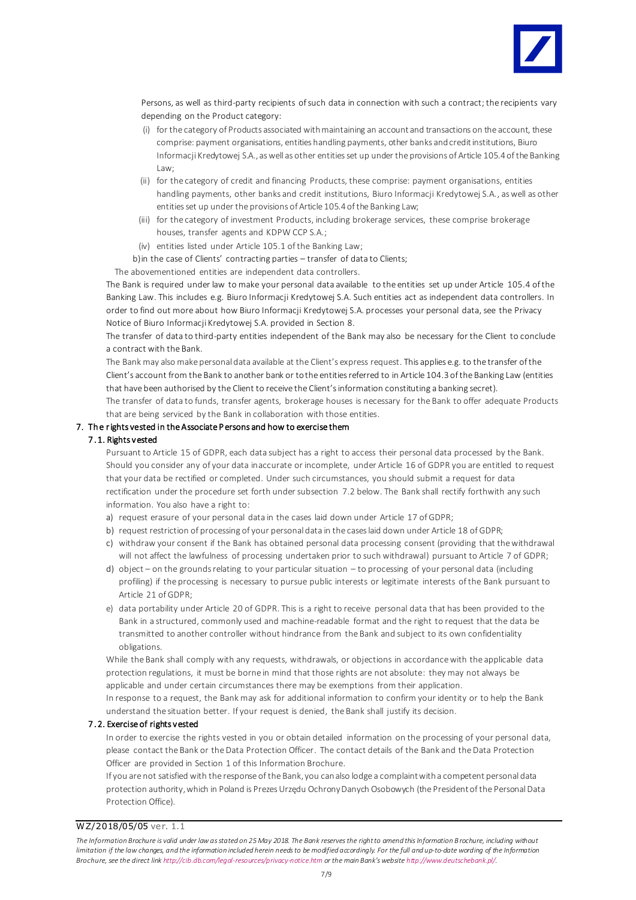Persons, as well as third-party recipients of such data in connection with such a contract; the recipients vary depending on the Product category:

(i) for the category of Products associated with maintaining an account and transactions on the account, these comprise: payment organisations, entities handling payments, other banks and credit institutions, Biuro Informacji Kredytowej S.A., as well as other entities set up under the provisions of Article 105.4 of the Banking Law;

(ii) for the category of credit and financing Products, these comprise: payment organisations, entities handling payments, other banks and credit institutions, Biuro Informacji Kredytowej S.A., as well as other entities set up under the provisions of Article 105.4 of the Banking Law;

(iii) for the category of investment Products, including brokerage services, these comprise brokerage houses, transfer agents and KDPW CCP S.A.;

(iv) entities listed under Article 105.1 of the Banking Law;

b) in the case of Clients' contracting parties – transfer of data to Clients;

The abovementioned entities are independent data controllers.

The Bank is required under law to make your personal data available to the entities set up under Article 105.4 of the Banking Law. This includes e.g. Biuro Informacji Kredytowej S.A. Such entities act as independent data controllers. In order to find out more about how Biuro Informacji Kredytowej S.A. processes your personal data, see the Privacy Notice of Biuro Informacji Kredytowej S.A. provided in Section 8.

The transfer of data to third-party entities independent of the Bank may also be necessary for the Client to conclude a contract with the Bank.

The Bank may also make personal data available at the Client's express request. This applies e.g. to the transfer of the Client's account from the Bank to another bank or to the entities referred to in Article 104.3 of the Banking Law (entities that have been authorised by the Client to receive the Client's information constituting a banking secret).

The transfer of data to funds, transfer agents, brokerage houses is necessary for the Bank to offer adequate Products that are being serviced by the Bank in collaboration with those entities.

## 7. The rights vested in the Associate Persons and how to exercise them

### 7.1. Rights vested

Pursuant to Article 15 of GDPR, each data subject has a right to access their personal data processed by the Bank. Should you consider any of your data inaccurate or incomplete, under Article 16 of GDPR you are entitled to request that your data be rectified or completed. Under such circumstances, you should submit a request for data rectification under the procedure set forth under subsection 7.2 below. The Bank shall rectify forthwith any such information. You also have a right to:

a) request erasure of your personal data in the cases laid down under Article 17 of GDPR;

b) request restriction of processing of your personal data in the cases laid down under Article 18 of GDPR;

c) withdraw your consent if the Bank has obtained personal data processing consent (providing that the withdrawal will not affect the lawfulness of processing undertaken prior to such withdrawal) pursuant to Article 7 of GDPR;

d) object – on the grounds relating to your particular situation – to processing of your personal data (including profiling) if the processing is necessary to pursue public interests or legitimate interests of the Bank pursuant to Article 21 of GDPR;

e) data portability under Article 20 of GDPR. This is a right to receive personal data that has been provided to the Bank in a structured, commonly used and machine-readable format and the right to request that the data be transmitted to another controller without hindrance from the Bank and subject to its own confidentiality obligations.

While the Bank shall comply with any requests, withdrawals, or objections in accordance with the applicable data protection regulations, it must be borne in mind that those rights are not absolute: they may not always be applicable and under certain circumstances there may be exemptions from their application.

In response to a request, the Bank may ask for additional information to confirm your identity or to help the Bank understand the situation better. If your request is denied, the Bank shall justify its decision.

### 7.2. Exercise of rights vested

In order to exercise the rights vested in you or obtain detailed information on the processing of your personal data, please contact the Bank or the Data Protection Officer. The contact details of the Bank and the Data Protection Officer are provided in Section 1 of this Information Brochure.

If you are not satisfied with the response of the Bank, you can also lodge a complaint with a competent personal data protection authority, which in Poland is Prezes Urzędu Ochrony Danych Osobowych (the President of the Personal Data Protection Office).

WZ/2018/05/05 ver. 1.1

*The Information Brochure is valid under law as stated on 25 May 2018. The Bank reserves the right to amend this Information Brochure, including without limitation if the law changes, and the information included herein needs to be modified accordingly. For the full and up-to-date wording of the Information Brochure, see the direct link http://cib.db.com/legal-resources/privacy-notice.htm or the main Bank's website http://www.deutschebank.pl/.*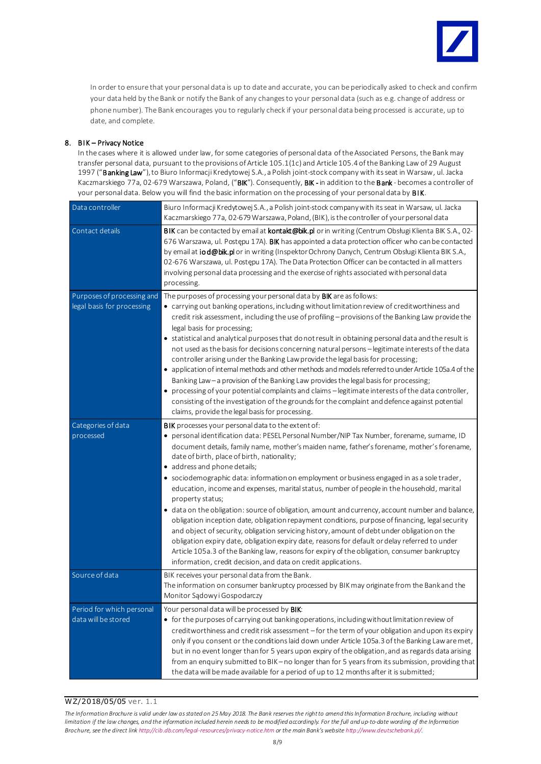In order to ensure that your personal data is up to date and accurate, you can be periodically asked to check and confirm your data held by the Bank or notify the Bank of any changes to your personal data (such as e.g. change of address or phone number). The Bank encourages you to regularly check if your personal data being processed is accurate, up to date, and complete.

## 8. BIK – Privacy Notice

In the cases where it is allowed under law, for some categories of personal data of the Associated Persons, the Bank may transfer personal data, pursuant to the provisions of Article 105.1(1c) and Article 105.4 of the Banking Law of 29 August 1997 ("**Banking Law**"), to Biuro Informacji Kredytowej S.A., a Polish joint-stock company with its seat in Warsaw, ul. Jacka Kaczmarskiego 77a, 02-679 Warszawa, Poland, ("**BIK**"). Consequently, **BIK** - in addition to the **Bank** - becomes a controller of your personal data. Below you will find the basic information on the processing of your personal data by **BIK**.

| | |
|---|---|
| Data controller | Biuro Informacji Kredytowej S.A., a Polish joint-stock company with its seat in Warsaw, ul. Jacka Kaczmarskiego 77a, 02-679 Warszawa, Poland, (BIK), is the controller of your personal data |
| Contact details | **BIK** can be contacted by email at **kontakt@bik.pl** or in writing (Centrum Obsługi Klienta BIK S.A., 02-676 Warszawa, ul. Postępu 17A). **BIK** has appointed a data protection officer who can be contacted by email at **iod@bik.pl** or in writing (Inspektor Ochrony Danych, Centrum Obsługi Klienta BIK S.A., 02-676 Warszawa, ul. Postępu 17A). The Data Protection Officer can be contacted in all matters involving personal data processing and the exercise of rights associated with personal data processing. |
| Purposes of processing and legal basis for processing | The purposes of processing your personal data by **BIK** are as follows:<br>• carrying out banking operations, including without limitation review of creditworthiness and credit risk assessment, including the use of profiling – provisions of the Banking Law provide the legal basis for processing;<br>• statistical and analytical purposes that do not result in obtaining personal data and the result is not used as the basis for decisions concerning natural persons – legitimate interests of the data controller arising under the Banking Law provide the legal basis for processing;<br>• application of internal methods and other methods and models referred to under Article 105a.4 of the Banking Law – a provision of the Banking Law provides the legal basis for processing;<br>• processing of your potential complaints and claims – legitimate interests of the data controller, consisting of the investigation of the grounds for the complaint and defence against potential claims, provide the legal basis for processing. |
| Categories of data processed | **BIK** processes your personal data to the extent of:<br>• personal identification data: PESEL Personal Number/NIP Tax Number, forename, surname, ID document details, family name, mother's maiden name, father's forename, mother's forename, date of birth, place of birth, nationality;<br>• address and phone details;<br>• sociodemographic data: information on employment or business engaged in as a sole trader, education, income and expenses, marital status, number of people in the household, marital property status;<br>• data on the obligation: source of obligation, amount and currency, account number and balance, obligation inception date, obligation repayment conditions, purpose of financing, legal security and object of security, obligation servicing history, amount of debt under obligation on the obligation expiry date, obligation expiry date, reasons for default or delay referred to under Article 105a.3 of the Banking law, reasons for expiry of the obligation, consumer bankruptcy information, credit decision, and data on credit applications. |
| Source of data | BIK receives your personal data from the Bank.<br>The information on consumer bankruptcy processed by BIK may originate from the Bank and the Monitor Sądowy i Gospodarczy |
| Period for which personal data will be stored | Your personal data will be processed by **BIK**:<br>• for the purposes of carrying out banking operations, including without limitation review of creditworthiness and credit risk assessment – for the term of your obligation and upon its expiry only if you consent or the conditions laid down under Article 105a.3 of the Banking Law are met, but in no event longer than for 5 years upon expiry of the obligation, and as regards data arising from an enquiry submitted to BIK – no longer than for 5 years from its submission, providing that the data will be made available for a period of up to 12 months after it is submitted; |

WZ/2018/05/05 ver. 1.1

*The Information Brochure is valid under law as stated on 25 May 2018. The Bank reserves the right to amend this Information Brochure, including without limitation if the law changes, and the information included herein needs to be modified accordingly. For the full and up-to-date wording of the Information Brochure, see the direct link http://cib.db.com/legal-resources/privacy-notice.htm or the main Bank's website http://www.deutschebank.pl/.*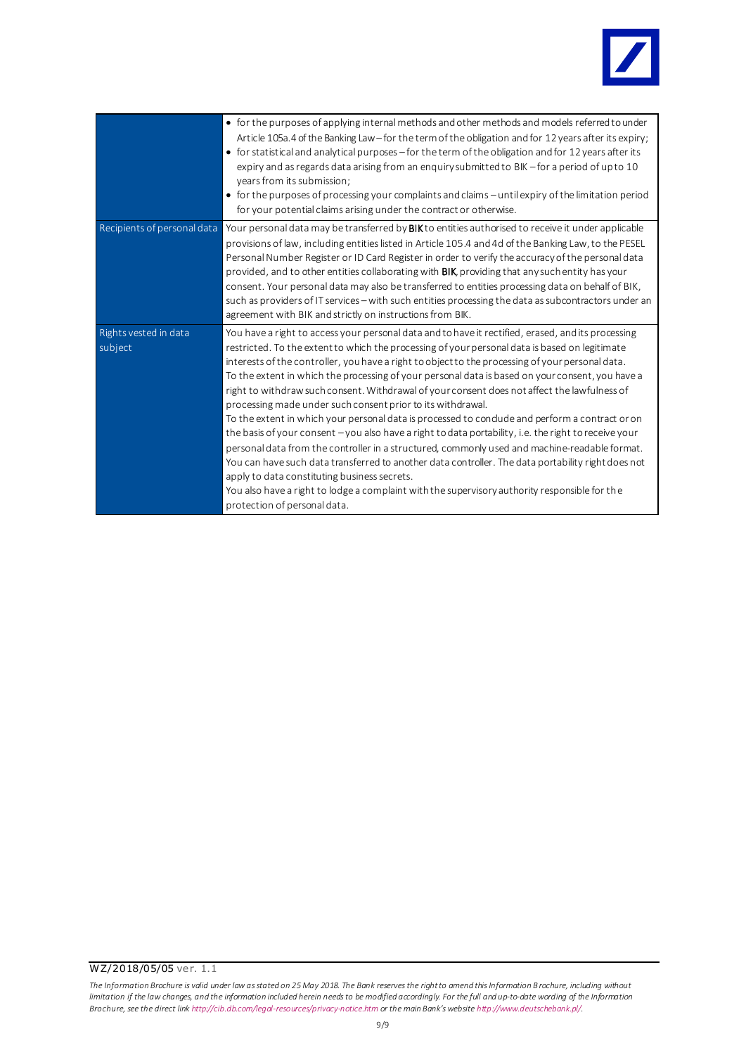| | |
|---|---|
| | • for the purposes of applying internal methods and other methods and models referred to under Article 105a.4 of the Banking Law – for the term of the obligation and for 12 years after its expiry;<br>• for statistical and analytical purposes – for the term of the obligation and for 12 years after its expiry and as regards data arising from an enquiry submitted to BIK – for a period of up to 10 years from its submission;<br>• for the purposes of processing your complaints and claims – until expiry of the limitation period for your potential claims arising under the contract or otherwise. |
| Recipients of personal data | Your personal data may be transferred by **BIK** to entities authorised to receive it under applicable provisions of law, including entities listed in Article 105.4 and 4d of the Banking Law, to the PESEL Personal Number Register or ID Card Register in order to verify the accuracy of the personal data provided, and to other entities collaborating with **BIK**, providing that any such entity has your consent. Your personal data may also be transferred to entities processing data on behalf of BIK, such as providers of IT services – with such entities processing the data as subcontractors under an agreement with BIK and strictly on instructions from BIK. |
| Rights vested in data subject | You have a right to access your personal data and to have it rectified, erased, and its processing restricted. To the extent to which the processing of your personal data is based on legitimate interests of the controller, you have a right to object to the processing of your personal data.<br>To the extent in which the processing of your personal data is based on your consent, you have a right to withdraw such consent. Withdrawal of your consent does not affect the lawfulness of processing made under such consent prior to its withdrawal.<br>To the extent in which your personal data is processed to conclude and perform a contract or on the basis of your consent – you also have a right to data portability, i.e. the right to receive your personal data from the controller in a structured, commonly used and machine-readable format. You can have such data transferred to another data controller. The data portability right does not apply to data constituting business secrets.<br>You also have a right to lodge a complaint with the supervisory authority responsible for the protection of personal data. |

WZ/2018/05/05 ver. 1.1

*The Information Brochure is valid under law as stated on 25 May 2018. The Bank reserves the right to amend this Information Brochure, including without limitation if the law changes, and the information included herein needs to be modified accordingly. For the full and up-to-date wording of the Information Brochure, see the direct link http://cib.db.com/legal-resources/privacy-notice.htm or the main Bank's website http://www.deutschebank.pl/.*